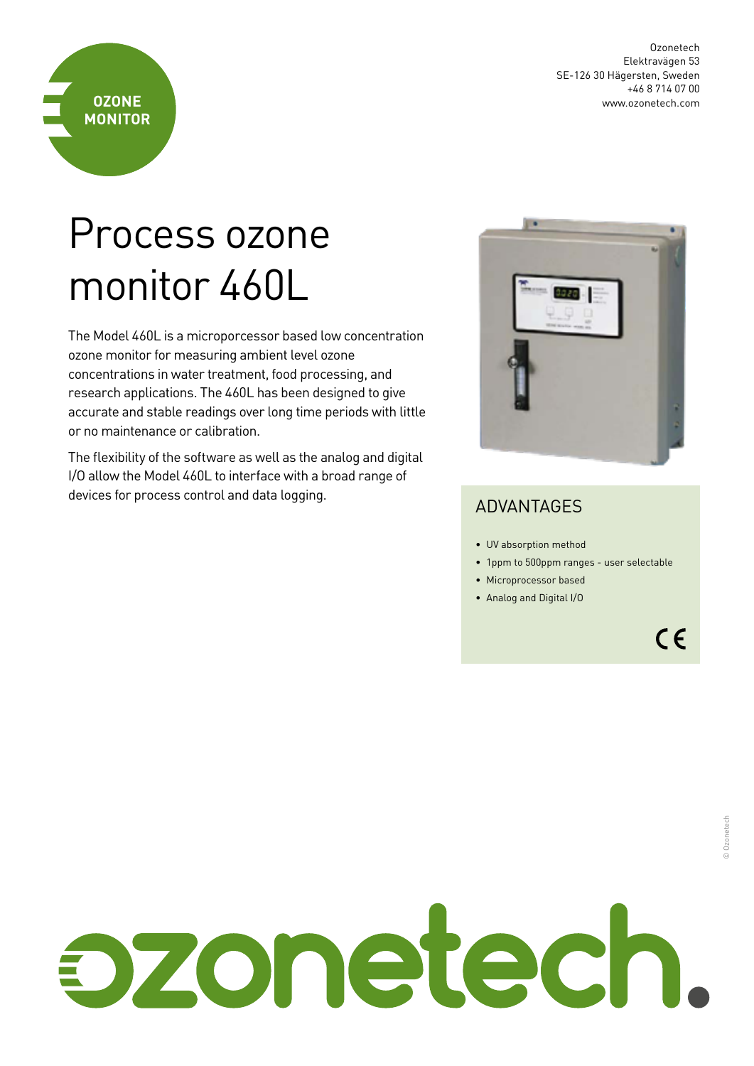OZONE MONITOR

Ozonetech
Elektravägen 53
SE-126 30 Hägersten, Sweden
+46 8 714 07 00
www.ozonetech.com

# Process ozone monitor 460L

The Model 460L is a microporcessor based low concentration ozone monitor for measuring ambient level ozone concentrations in water treatment, food processing, and research applications. The 460L has been designed to give accurate and stable readings over long time periods with little or no maintenance or calibration.

The flexibility of the software as well as the analog and digital I/O allow the Model 460L to interface with a broad range of devices for process control and data logging.

## ADVANTAGES

- UV absorption method
- 1ppm to 500ppm ranges - user selectable
- Microprocessor based
- Analog and Digital I/O

CE

© Ozonetech

ozonetech.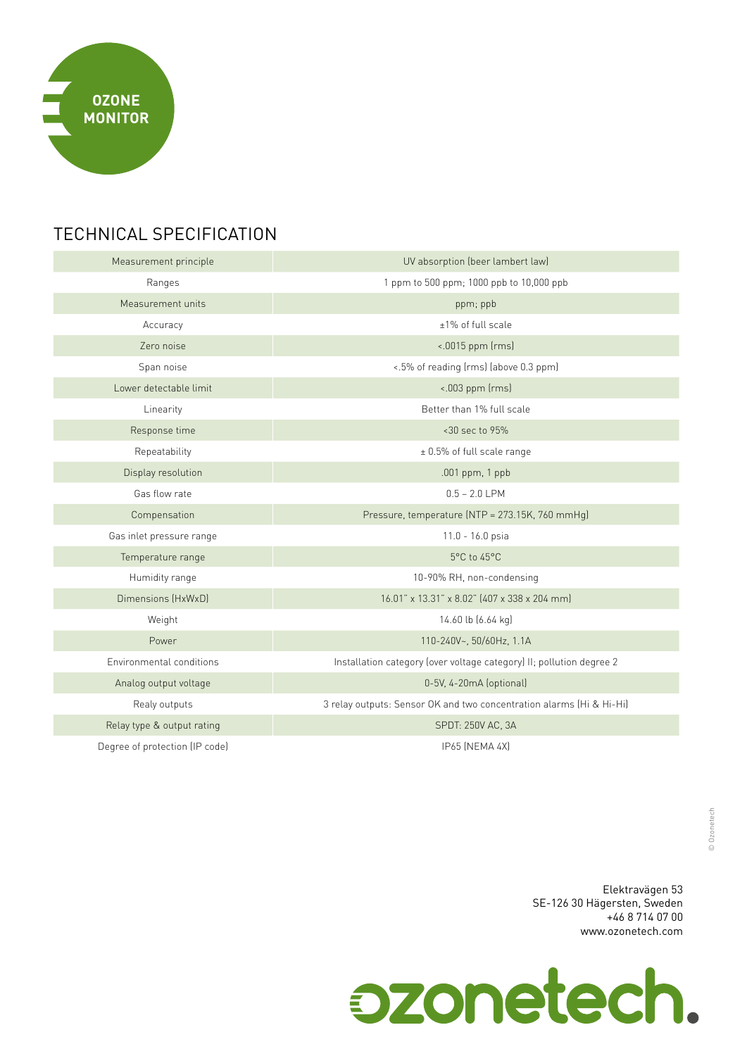**OZONE MONITOR**

## TECHNICAL SPECIFICATION

| | |
|---|---|
| Measurement principle | UV absorption (beer lambert law) |
| Ranges | 1 ppm to 500 ppm; 1000 ppb to 10,000 ppb |
| Measurement units | ppm; ppb |
| Accuracy | ±1% of full scale |
| Zero noise | <.0015 ppm (rms) |
| Span noise | <.5% of reading (rms) (above 0.3 ppm) |
| Lower detectable limit | <.003 ppm (rms) |
| Linearity | Better than 1% full scale |
| Response time | <30 sec to 95% |
| Repeatability | ± 0.5% of full scale range |
| Display resolution | .001 ppm, 1 ppb |
| Gas flow rate | 0.5 – 2.0 LPM |
| Compensation | Pressure, temperature (NTP = 273.15K, 760 mmHg) |
| Gas inlet pressure range | 11.0 - 16.0 psia |
| Temperature range | 5°C to 45°C |
| Humidity range | 10-90% RH, non-condensing |
| Dimensions (HxWxD) | 16.01" x 13.31" x 8.02" (407 x 338 x 204 mm) |
| Weight | 14.60 lb (6.64 kg) |
| Power | 110-240V~, 50/60Hz, 1.1A |
| Environmental conditions | Installation category (over voltage category) II; pollution degree 2 |
| Analog output voltage | 0-5V, 4-20mA (optional) |
| Realy outputs | 3 relay outputs: Sensor OK and two concentration alarms (Hi & Hi-Hi) |
| Relay type & output rating | SPDT: 250V AC, 3A |
| Degree of protection (IP code) | IP65 (NEMA 4X) |

© Ozonetech

Elektravägen 53
SE-126 30 Hägersten, Sweden
+46 8 714 07 00
www.ozonetech.com

ozonetech.